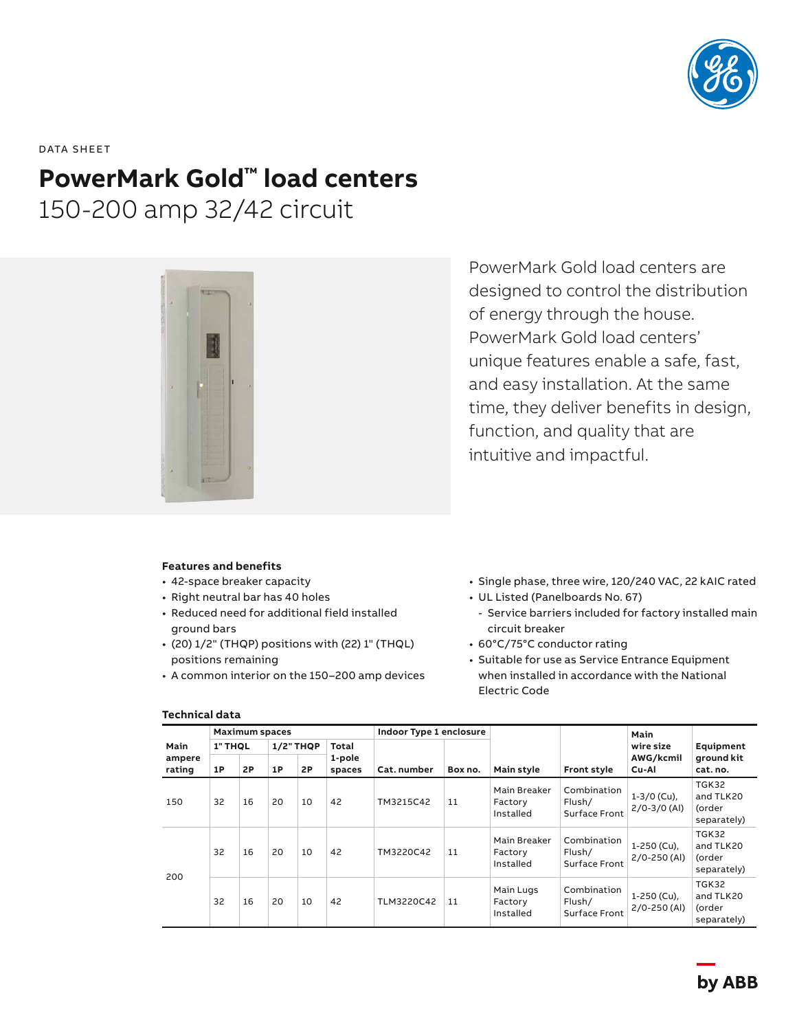DATA SHEET

# PowerMark Gold™ load centers

## 150-200 amp 32/42 circuit

PowerMark Gold load centers are designed to control the distribution of energy through the house. PowerMark Gold load centers' unique features enable a safe, fast, and easy installation. At the same time, they deliver benefits in design, function, and quality that are intuitive and impactful.

### Features and benefits

- 42-space breaker capacity
- Right neutral bar has 40 holes
- Reduced need for additional field installed ground bars
- (20) 1/2" (THQP) positions with (22) 1" (THQL) positions remaining
- A common interior on the 150–200 amp devices
- Single phase, three wire, 120/240 VAC, 22 kAIC rated
- UL Listed (Panelboards No. 67)
  - Service barriers included for factory installed main circuit breaker
- 60°C/75°C conductor rating
- Suitable for use as Service Entrance Equipment when installed in accordance with the National Electric Code

### Technical data

| Main ampere rating | Maximum spaces | | | | | Indoor Type 1 enclosure | | Main style | Front style | Main wire size AWG/kcmil Cu-Al | Equipment ground kit cat. no. |
|---|---|---|---|---|---|---|---|---|---|---|---|
| | 1" THQL | | 1/2" THQP | | Total 1-pole spaces | | | | | | |
| | 1P | 2P | 1P | 2P | | Cat. number | Box no. | | | | |
| 150 | 32 | 16 | 20 | 10 | 42 | TM3215C42 | 11 | Main Breaker Factory Installed | Combination Flush/ Surface Front | 1-3/0 (Cu), 2/0-3/0 (Al) | TGK32 and TLK20 (order separately) |
| 200 | 32 | 16 | 20 | 10 | 42 | TM3220C42 | 11 | Main Breaker Factory Installed | Combination Flush/ Surface Front | 1-250 (Cu), 2/0-250 (Al) | TGK32 and TLK20 (order separately) |
| | 32 | 16 | 20 | 10 | 42 | TLM3220C42 | 11 | Main Lugs Factory Installed | Combination Flush/ Surface Front | 1-250 (Cu), 2/0-250 (Al) | TGK32 and TLK20 (order separately) |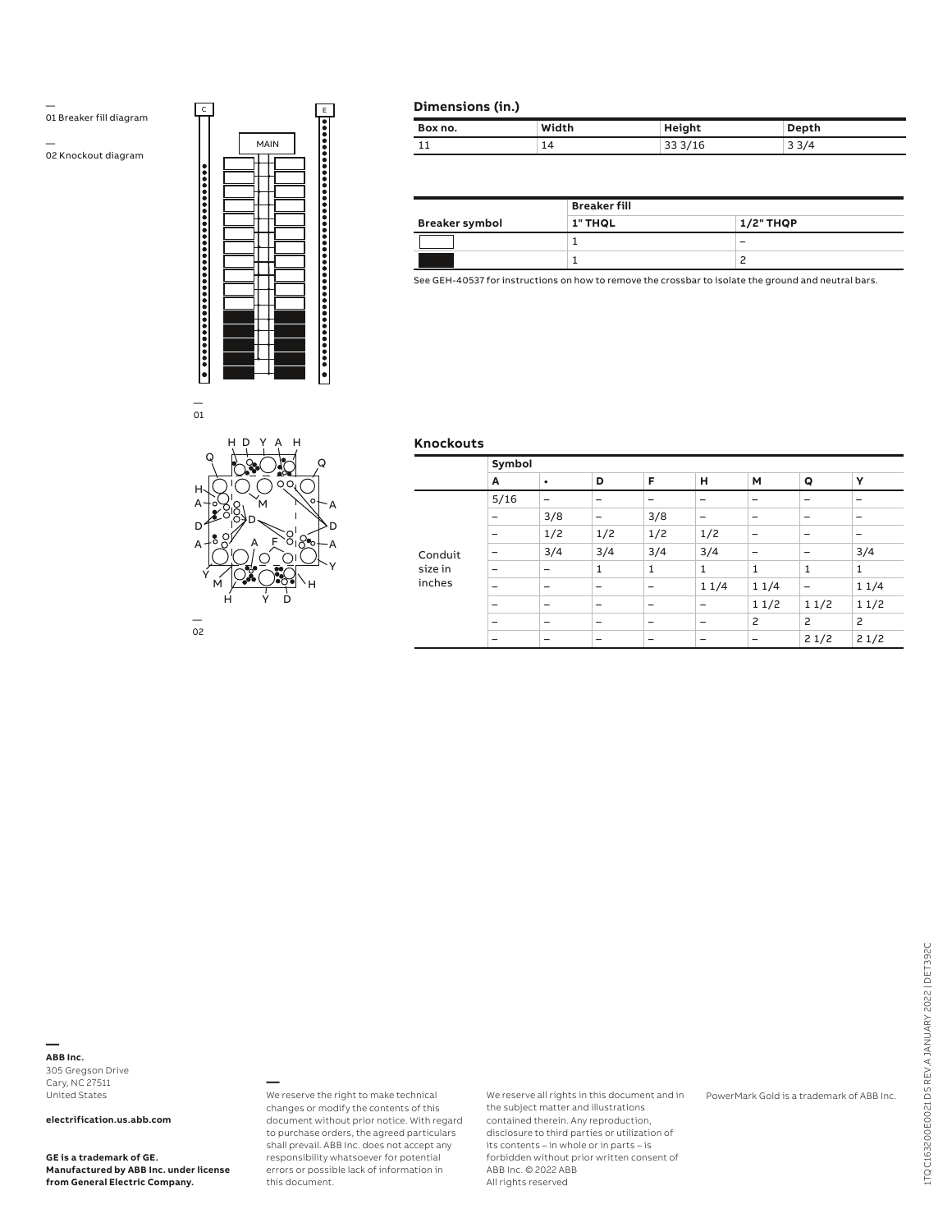—
01 Breaker fill diagram

—
02 Knockout diagram

C

E

MAIN

—
01

H D Y A H

Q Q

H M A

A D

D A

A A F Y

Y H

M

H Y D

—
02

## Dimensions (in.)

| Box no. | Width | Height | Depth |
|---|---|---|---|
| 11 | 14 | 33 3/16 | 3 3/4 |

| Breaker symbol | Breaker fill | |
|---|---|---|
| | 1" THQL | 1/2" THQP |
| ☐ | 1 | – |
| ■ | 1 | 2 |

See GEH-40537 for instructions on how to remove the crossbar to isolate the ground and neutral bars.

## Knockouts

| | Symbol | | | | | | | |
|---|---|---|---|---|---|---|---|---|
| | A | • | D | F | H | M | Q | Y |
| Conduit size in inches | 5/16 | – | – | – | – | – | – | – |
| | – | 3/8 | – | 3/8 | – | – | – | – |
| | – | 1/2 | 1/2 | 1/2 | 1/2 | – | – | – |
| | – | 3/4 | 3/4 | 3/4 | 3/4 | – | – | 3/4 |
| | – | – | 1 | 1 | 1 | 1 | 1 | 1 |
| | – | – | – | – | 1 1/4 | 1 1/4 | – | 1 1/4 |
| | – | – | – | – | – | 1 1/2 | 1 1/2 | 1 1/2 |
| | – | – | – | – | – | 2 | 2 | 2 |
| | – | – | – | – | – | – | 2 1/2 | 2 1/2 |

—
**ABB Inc.**
305 Gregson Drive
Cary, NC 27511
United States

**electrification.us.abb.com**

**GE is a trademark of GE.**
**Manufactured by ABB Inc. under license from General Electric Company.**

—
We reserve the right to make technical changes or modify the contents of this document without prior notice. With regard to purchase orders, the agreed particulars shall prevail. ABB Inc. does not accept any responsibility whatsoever for potential errors or possible lack of information in this document.

We reserve all rights in this document and in the subject matter and illustrations contained therein. Any reproduction, disclosure to third parties or utilization of its contents – in whole or in parts – is forbidden without prior written consent of ABB Inc. © 2022 ABB
All rights reserved

PowerMark Gold is a trademark of ABB Inc.

1TQC163200E0021 DS REV A JANUARY 2022 | DET392C